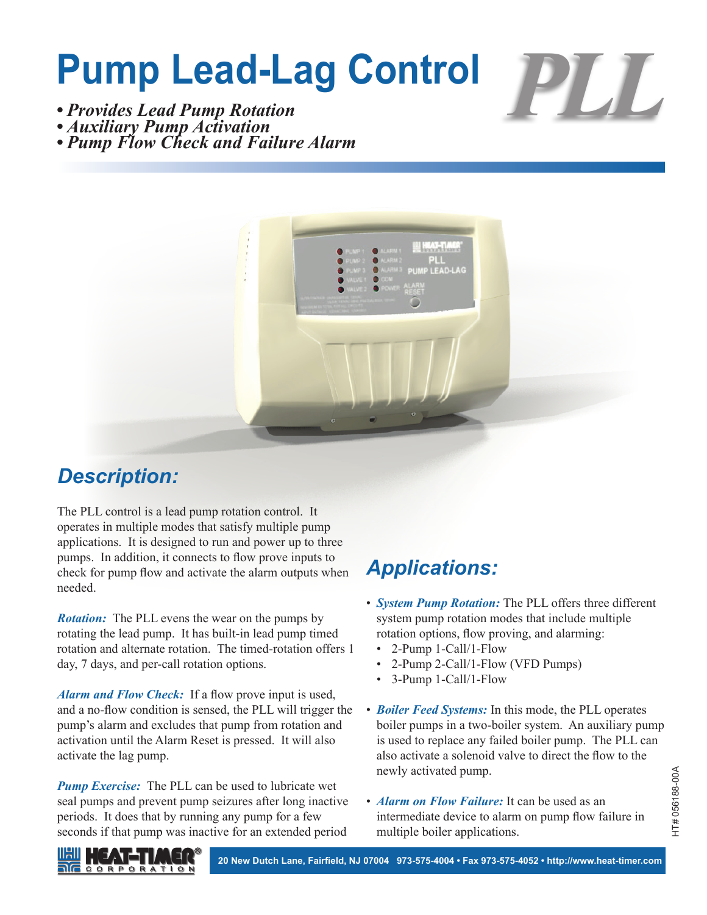# Pump Lead-Lag Control

**PLL**

- ***Provides Lead Pump Rotation***
- ***Auxiliary Pump Activation***
- ***Pump Flow Check and Failure Alarm***

## *Description:*

The PLL control is a lead pump rotation control. It operates in multiple modes that satisfy multiple pump applications. It is designed to run and power up to three pumps. In addition, it connects to flow prove inputs to check for pump flow and activate the alarm outputs when needed.

***Rotation:*** The PLL evens the wear on the pumps by rotating the lead pump. It has built-in lead pump timed rotation and alternate rotation. The timed-rotation offers 1 day, 7 days, and per-call rotation options.

***Alarm and Flow Check:*** If a flow prove input is used, and a no-flow condition is sensed, the PLL will trigger the pump's alarm and excludes that pump from rotation and activation until the Alarm Reset is pressed. It will also activate the lag pump.

***Pump Exercise:*** The PLL can be used to lubricate wet seal pumps and prevent pump seizures after long inactive periods. It does that by running any pump for a few seconds if that pump was inactive for an extended period

## *Applications:*

- ***System Pump Rotation:*** The PLL offers three different system pump rotation modes that include multiple rotation options, flow proving, and alarming:
  - 2-Pump 1-Call/1-Flow
  - 2-Pump 2-Call/1-Flow (VFD Pumps)
  - 3-Pump 1-Call/1-Flow
- ***Boiler Feed Systems:*** In this mode, the PLL operates boiler pumps in a two-boiler system. An auxiliary pump is used to replace any failed boiler pump. The PLL can also activate a solenoid valve to direct the flow to the newly activated pump.
- ***Alarm on Flow Failure:*** It can be used as an intermediate device to alarm on pump flow failure in multiple boiler applications.

HT# 056188-00A

HEAT-TIMER CORPORATION

20 New Dutch Lane, Fairfield, NJ 07004 973-575-4004 • Fax 973-575-4052 • http://www.heat-timer.com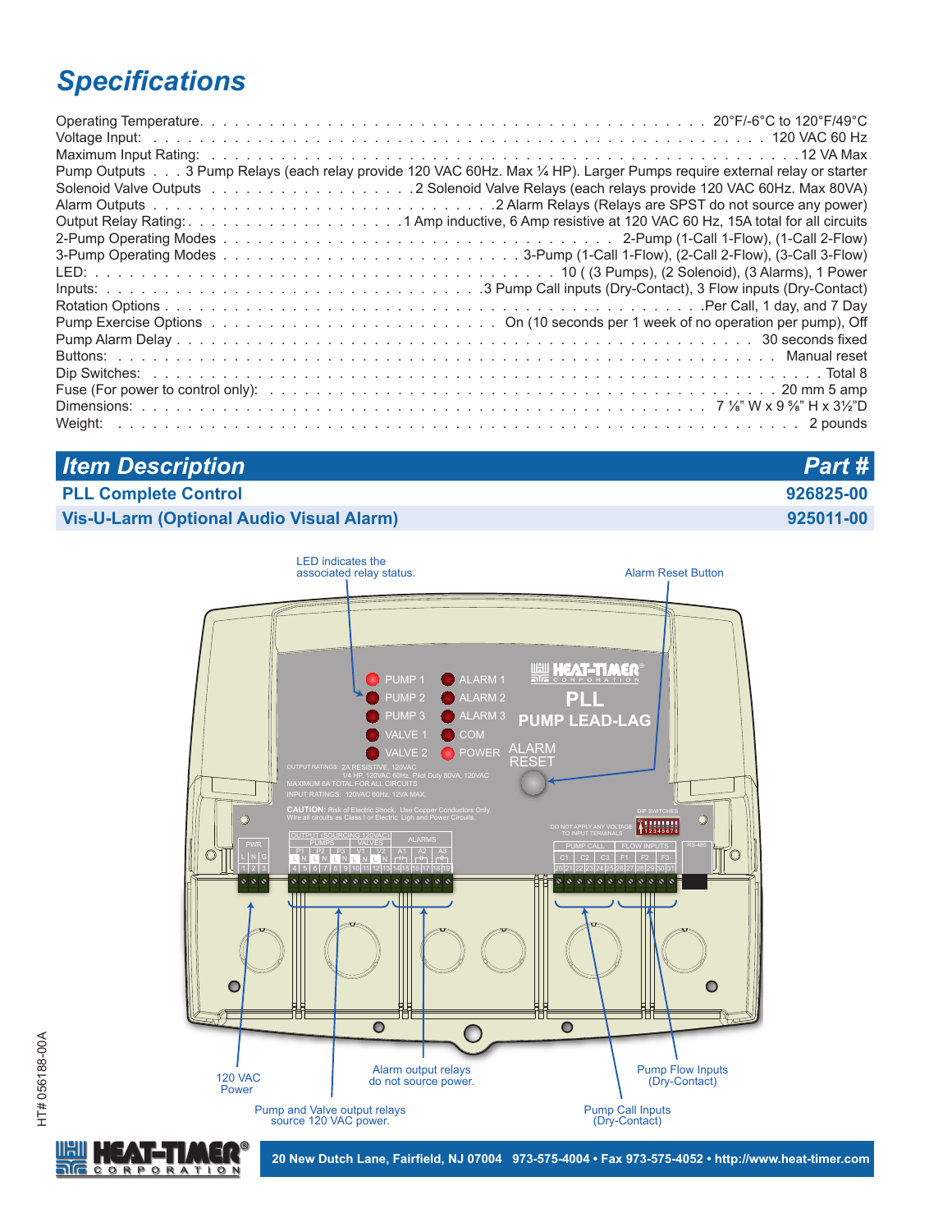# Specifications

| | |
|---|---|
| Operating Temperature | 20°F/-6°C to 120°F/49°C |
| Voltage Input: | 120 VAC 60 Hz |
| Maximum Input Rating: | 12 VA Max |
| Pump Outputs | 3 Pump Relays (each relay provide 120 VAC 60Hz. Max ¼ HP). Larger Pumps require external relay or starter |
| Solenoid Valve Outputs | 2 Solenoid Valve Relays (each relays provide 120 VAC 60Hz. Max 80VA) |
| Alarm Outputs | 2 Alarm Relays (Relays are SPST do not source any power) |
| Output Relay Rating: | 1 Amp inductive, 6 Amp resistive at 120 VAC 60 Hz, 15A total for all circuits |
| 2-Pump Operating Modes | 2-Pump (1-Call 1-Flow), (1-Call 2-Flow) |
| 3-Pump Operating Modes | 3-Pump (1-Call 1-Flow), (2-Call 2-Flow), (3-Call 3-Flow) |
| LED: | 10 ( (3 Pumps), (2 Solenoid), (3 Alarms), 1 Power |
| Inputs: | 3 Pump Call inputs (Dry-Contact), 3 Flow inputs (Dry-Contact) |
| Rotation Options | Per Call, 1 day, and 7 Day |
| Pump Exercise Options | On (10 seconds per 1 week of no operation per pump), Off |
| Pump Alarm Delay | 30 seconds fixed |
| Buttons: | Manual reset |
| Dip Switches: | Total 8 |
| Fuse (For power to control only): | 20 mm 5 amp |
| Dimensions: | 7 ⅛" W x 9 ⅝" H x 3½"D |
| Weight: | 2 pounds |

| Item Description | Part # |
|---|---|
| PLL Complete Control | 926825-00 |
| Vis-U-Larm (Optional Audio Visual Alarm) | 925011-00 |

LED indicates the associated relay status.

Alarm Reset Button

PUMP 1
PUMP 2
PUMP 3
VALVE 1
VALVE 2
ALARM 1
ALARM 2
ALARM 3
COM
POWER

HEAT-TIMER CORPORATION
PLL
PUMP LEAD-LAG
ALARM RESET

OUTPUT RATINGS: 2A RESISTIVE, 120VAC
1/4 HP, 120VAC 60Hz, Pilot Duty 80VA, 120VAC
MAXIMUM 6A TOTAL FOR ALL CIRCUITS
INPUT RATINGS: 120VAC 60Hz, 12VA MAX.

CAUTION: Risk of Electric Shock. Use Copper Conductors Only. Wire all circuits as Class I or Electric Ligh and Power Circuits.

DIP SWITCHES
DO NOT APPLY ANY VOLTAGE TO INPUT TERMINALS

PWR: L N G (1 2 3)
OUTPUT (SOURCING 120VAC) — PUMPS: P1 P2 P3; VALVES: V1 V2 (4–13)
ALARMS: A1 A2 A3 (14–19)
PUMP CALL: C1 C2 C3; FLOW INPUTS: F1 F2 F3 (20–31)
RS-485

120 VAC Power

Alarm output relays do not source power.

Pump and Valve output relays source 120 VAC power.

Pump Flow Inputs (Dry-Contact)

Pump Call Inputs (Dry-Contact)

HT# 056188-00A

HEAT-TIMER CORPORATION
20 New Dutch Lane, Fairfield, NJ 07004 973-575-4004 • Fax 973-575-4052 • http://www.heat-timer.com